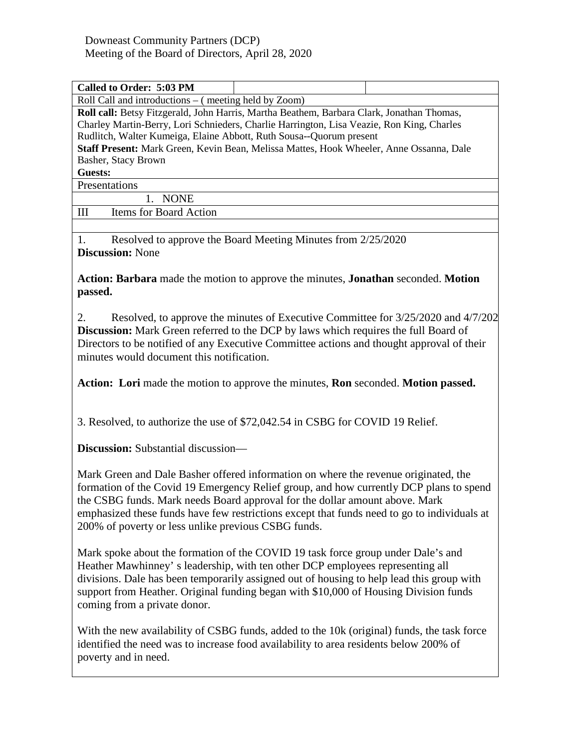Downeast Community Partners (DCP)
Meeting of the Board of Directors, April 28, 2020

**Called to Order: 5:03 PM**

Roll Call and introductions – ( meeting held by Zoom)

**Roll call:** Betsy Fitzgerald, John Harris, Martha Beathem, Barbara Clark, Jonathan Thomas, Charley Martin-Berry, Lori Schnieders, Charlie Harrington, Lisa Veazie, Ron King, Charles Rudlitch, Walter Kumeiga, Elaine Abbott, Ruth Sousa--Quorum present

**Staff Present:** Mark Green, Kevin Bean, Melissa Mattes, Hook Wheeler, Anne Ossanna, Dale Basher, Stacy Brown

**Guests:**

Presentations

1. NONE

III Items for Board Action

1. Resolved to approve the Board Meeting Minutes from 2/25/2020

**Discussion:** None

**Action: Barbara** made the motion to approve the minutes, **Jonathan** seconded. **Motion passed.**

2. Resolved, to approve the minutes of Executive Committee for 3/25/2020 and 4/7/202

**Discussion:** Mark Green referred to the DCP by laws which requires the full Board of Directors to be notified of any Executive Committee actions and thought approval of their minutes would document this notification.

**Action: Lori** made the motion to approve the minutes, **Ron** seconded. **Motion passed.**

3. Resolved, to authorize the use of $72,042.54 in CSBG for COVID 19 Relief.

**Discussion:** Substantial discussion—

Mark Green and Dale Basher offered information on where the revenue originated, the formation of the Covid 19 Emergency Relief group, and how currently DCP plans to spend the CSBG funds. Mark needs Board approval for the dollar amount above. Mark emphasized these funds have few restrictions except that funds need to go to individuals at 200% of poverty or less unlike previous CSBG funds.

Mark spoke about the formation of the COVID 19 task force group under Dale's and Heather Mawhinney' s leadership, with ten other DCP employees representing all divisions. Dale has been temporarily assigned out of housing to help lead this group with support from Heather. Original funding began with $10,000 of Housing Division funds coming from a private donor.

With the new availability of CSBG funds, added to the 10k (original) funds, the task force identified the need was to increase food availability to area residents below 200% of poverty and in need.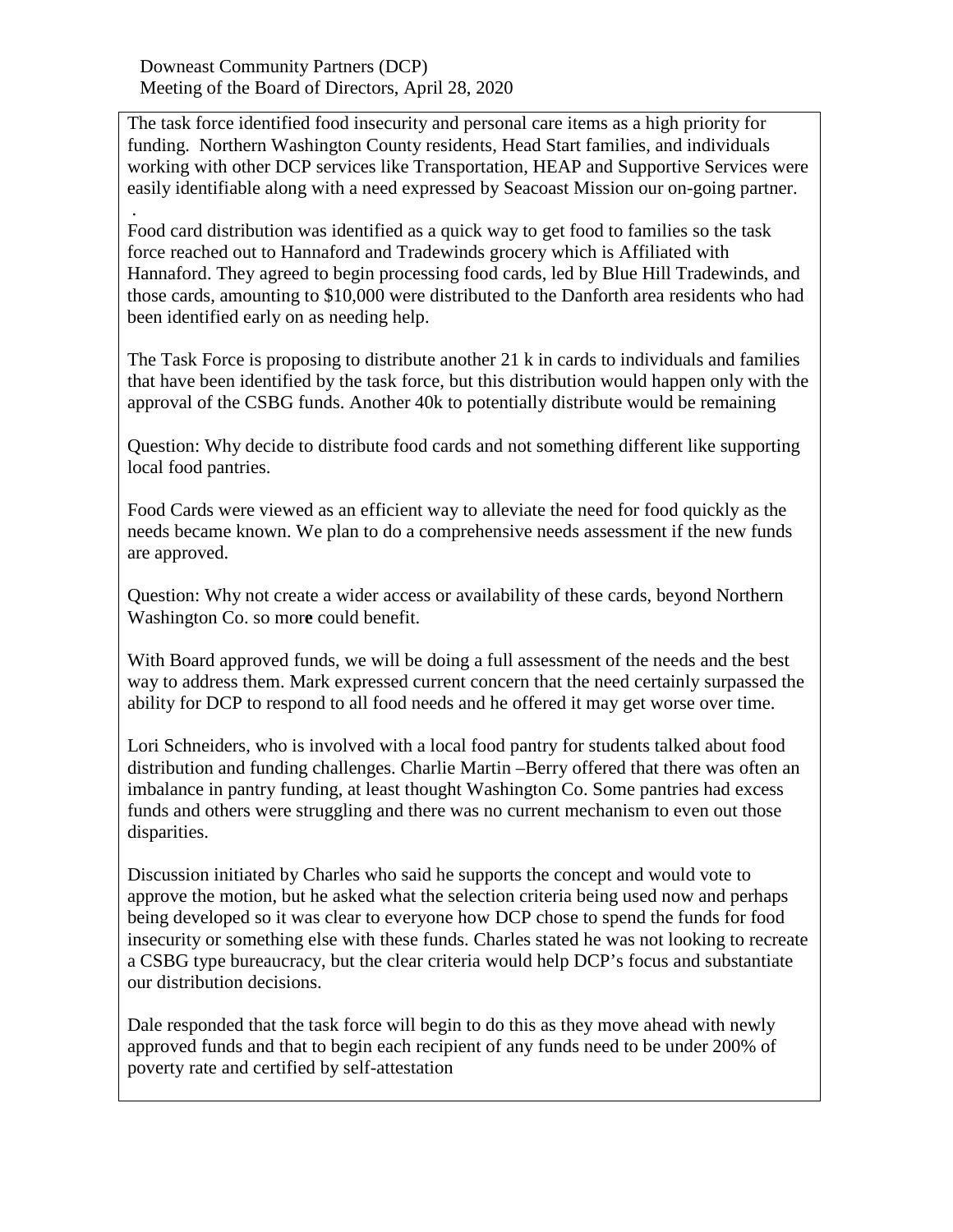Downeast Community Partners (DCP)
Meeting of the Board of Directors, April 28, 2020

The task force identified food insecurity and personal care items as a high priority for funding. Northern Washington County residents, Head Start families, and individuals working with other DCP services like Transportation, HEAP and Supportive Services were easily identifiable along with a need expressed by Seacoast Mission our on-going partner.
.
Food card distribution was identified as a quick way to get food to families so the task force reached out to Hannaford and Tradewinds grocery which is Affiliated with Hannaford. They agreed to begin processing food cards, led by Blue Hill Tradewinds, and those cards, amounting to $10,000 were distributed to the Danforth area residents who had been identified early on as needing help.

The Task Force is proposing to distribute another 21 k in cards to individuals and families that have been identified by the task force, but this distribution would happen only with the approval of the CSBG funds. Another 40k to potentially distribute would be remaining

Question: Why decide to distribute food cards and not something different like supporting local food pantries.

Food Cards were viewed as an efficient way to alleviate the need for food quickly as the needs became known. We plan to do a comprehensive needs assessment if the new funds are approved.

Question: Why not create a wider access or availability of these cards, beyond Northern Washington Co. so mor**e** could benefit.

With Board approved funds, we will be doing a full assessment of the needs and the best way to address them. Mark expressed current concern that the need certainly surpassed the ability for DCP to respond to all food needs and he offered it may get worse over time.

Lori Schneiders, who is involved with a local food pantry for students talked about food distribution and funding challenges. Charlie Martin –Berry offered that there was often an imbalance in pantry funding, at least thought Washington Co. Some pantries had excess funds and others were struggling and there was no current mechanism to even out those disparities.

Discussion initiated by Charles who said he supports the concept and would vote to approve the motion, but he asked what the selection criteria being used now and perhaps being developed so it was clear to everyone how DCP chose to spend the funds for food insecurity or something else with these funds. Charles stated he was not looking to recreate a CSBG type bureaucracy, but the clear criteria would help DCP's focus and substantiate our distribution decisions.

Dale responded that the task force will begin to do this as they move ahead with newly approved funds and that to begin each recipient of any funds need to be under 200% of poverty rate and certified by self-attestation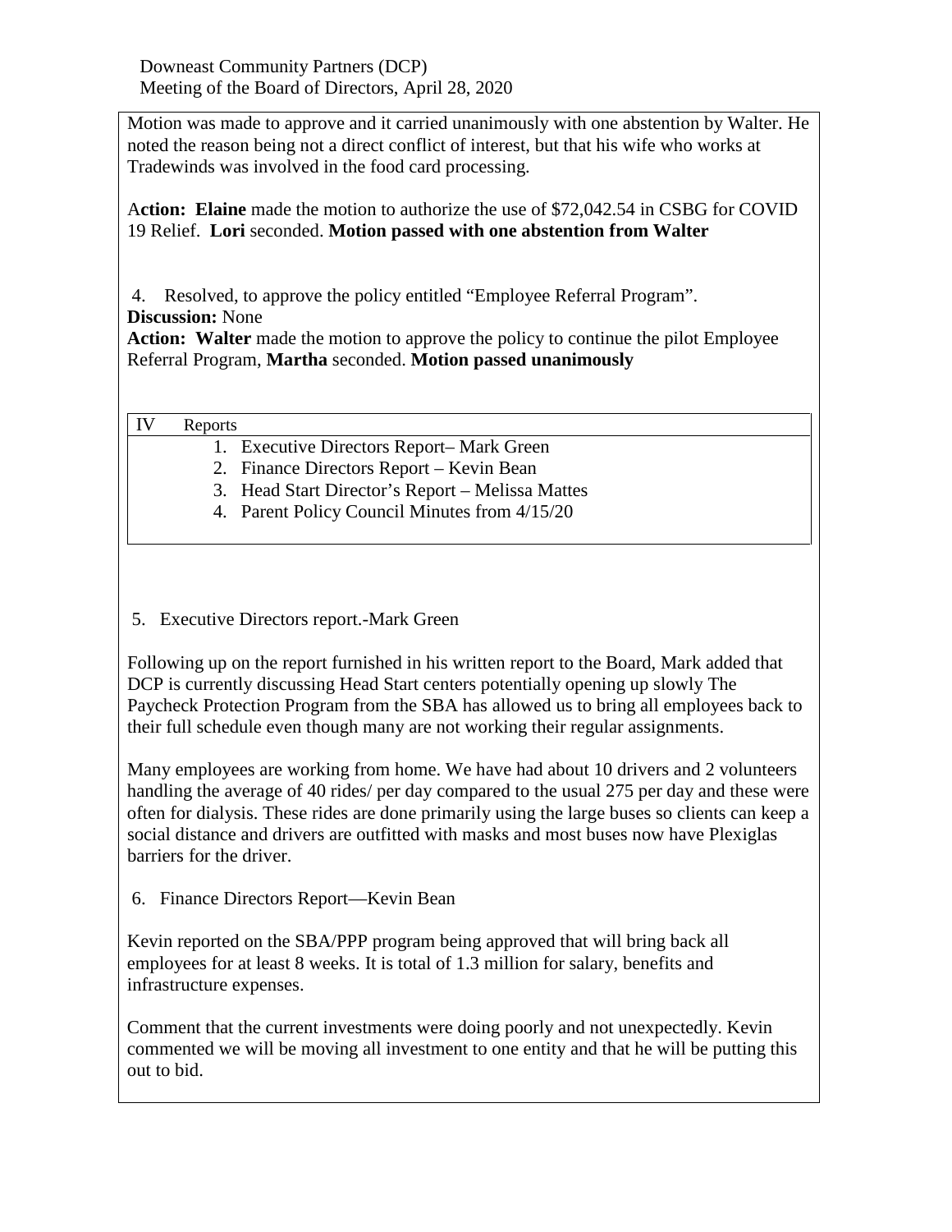Motion was made to approve and it carried unanimously with one abstention by Walter. He noted the reason being not a direct conflict of interest, but that his wife who works at Tradewinds was involved in the food card processing.

A**ction: Elaine** made the motion to authorize the use of $72,042.54 in CSBG for COVID 19 Relief. **Lori** seconded. **Motion passed with one abstention from Walter**

4. Resolved, to approve the policy entitled "Employee Referral Program".
**Discussion:** None
**Action: Walter** made the motion to approve the policy to continue the pilot Employee Referral Program, **Martha** seconded. **Motion passed unanimously**

| IV | Reports |
|---|---|
| | 1. Executive Directors Report– Mark Green<br>2. Finance Directors Report – Kevin Bean<br>3. Head Start Director's Report – Melissa Mattes<br>4. Parent Policy Council Minutes from 4/15/20 |

5. Executive Directors report.-Mark Green

Following up on the report furnished in his written report to the Board, Mark added that DCP is currently discussing Head Start centers potentially opening up slowly The Paycheck Protection Program from the SBA has allowed us to bring all employees back to their full schedule even though many are not working their regular assignments.

Many employees are working from home. We have had about 10 drivers and 2 volunteers handling the average of 40 rides/ per day compared to the usual 275 per day and these were often for dialysis. These rides are done primarily using the large buses so clients can keep a social distance and drivers are outfitted with masks and most buses now have Plexiglas barriers for the driver.

6. Finance Directors Report—Kevin Bean

Kevin reported on the SBA/PPP program being approved that will bring back all employees for at least 8 weeks. It is total of 1.3 million for salary, benefits and infrastructure expenses.

Comment that the current investments were doing poorly and not unexpectedly. Kevin commented we will be moving all investment to one entity and that he will be putting this out to bid.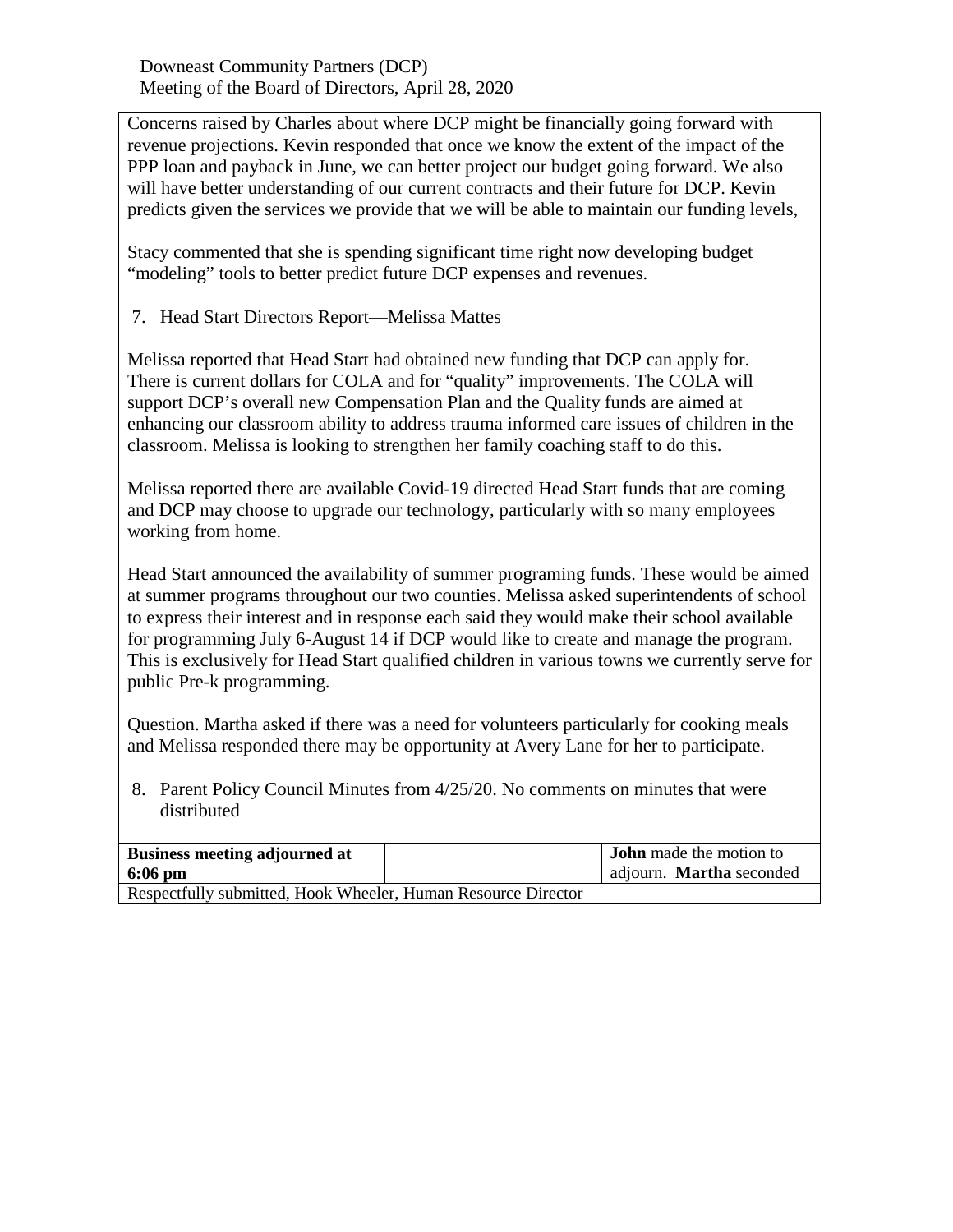Downeast Community Partners (DCP)
Meeting of the Board of Directors, April 28, 2020

Concerns raised by Charles about where DCP might be financially going forward with revenue projections. Kevin responded that once we know the extent of the impact of the PPP loan and payback in June, we can better project our budget going forward. We also will have better understanding of our current contracts and their future for DCP. Kevin predicts given the services we provide that we will be able to maintain our funding levels,

Stacy commented that she is spending significant time right now developing budget “modeling” tools to better predict future DCP expenses and revenues.

7. Head Start Directors Report—Melissa Mattes

Melissa reported that Head Start had obtained new funding that DCP can apply for. There is current dollars for COLA and for “quality” improvements. The COLA will support DCP’s overall new Compensation Plan and the Quality funds are aimed at enhancing our classroom ability to address trauma informed care issues of children in the classroom. Melissa is looking to strengthen her family coaching staff to do this.

Melissa reported there are available Covid-19 directed Head Start funds that are coming and DCP may choose to upgrade our technology, particularly with so many employees working from home.

Head Start announced the availability of summer programing funds. These would be aimed at summer programs throughout our two counties. Melissa asked superintendents of school to express their interest and in response each said they would make their school available for programming July 6-August 14 if DCP would like to create and manage the program. This is exclusively for Head Start qualified children in various towns we currently serve for public Pre-k programming.

Question. Martha asked if there was a need for volunteers particularly for cooking meals and Melissa responded there may be opportunity at Avery Lane for her to participate.

8. Parent Policy Council Minutes from 4/25/20. No comments on minutes that were distributed

| | | |
|---|---|---|
| **Business meeting adjourned at 6:06 pm** | | **John** made the motion to adjourn. **Martha** seconded |
| Respectfully submitted, Hook Wheeler, Human Resource Director | | |